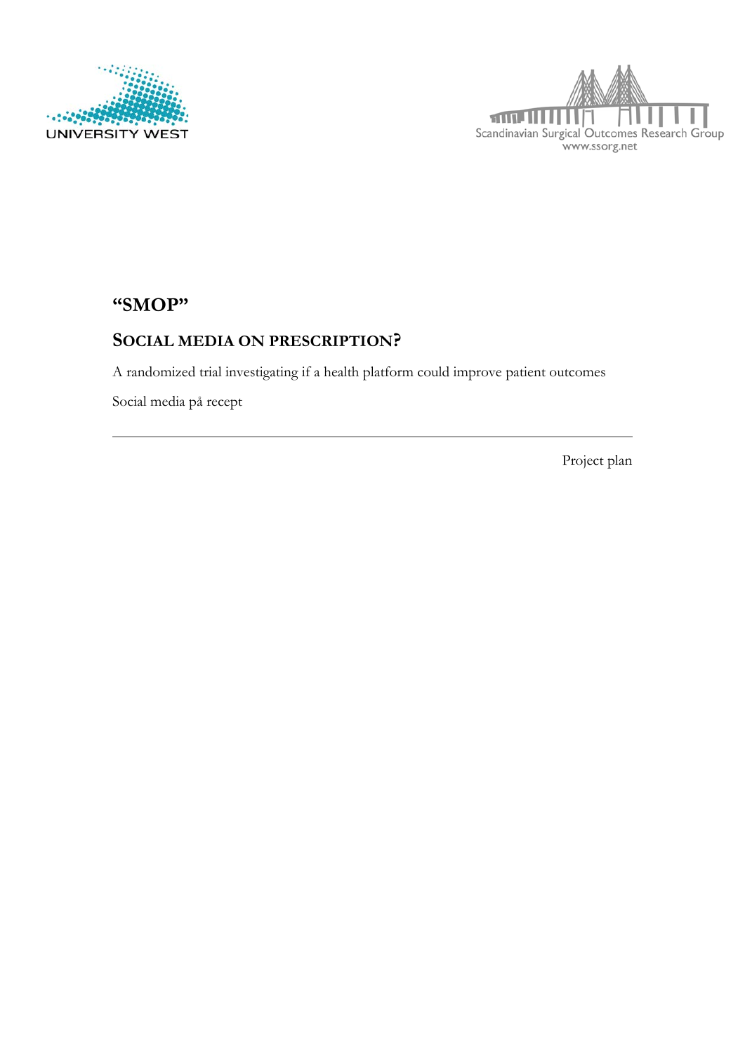UNIVERSITY WEST

Scandinavian Surgical Outcomes Research Group
www.ssorg.net

# "SMOP"

## SOCIAL MEDIA ON PRESCRIPTION?

A randomized trial investigating if a health platform could improve patient outcomes

Social media på recept

---

Project plan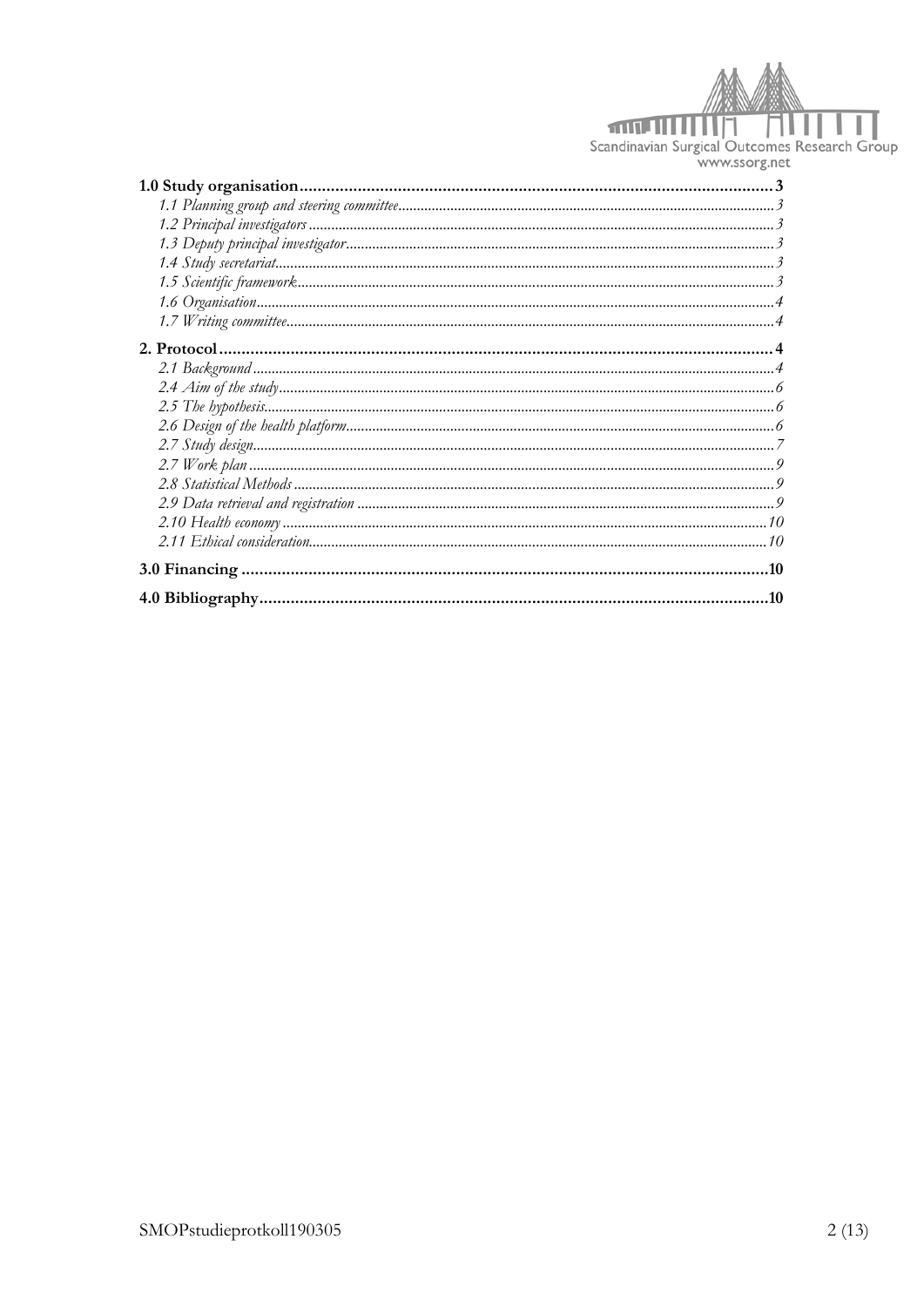**1.0 Study organisation** ........ 3

*1.1 Planning group and steering committee* ........ 3

*1.2 Principal investigators* ........ 3

*1.3 Deputy principal investigator* ........ 3

*1.4 Study secretariat* ........ 3

*1.5 Scientific framework* ........ 3

*1.6 Organisation* ........ 4

*1.7 Writing committee* ........ 4

**2. Protocol** ........ 4

*2.1 Background* ........ 4

*2.4 Aim of the study* ........ 6

*2.5 The hypothesis* ........ 6

*2.6 Design of the health platform* ........ 6

*2.7 Study design* ........ 7

*2.7 Work plan* ........ 9

*2.8 Statistical Methods* ........ 9

*2.9 Data retrieval and registration* ........ 9

*2.10 Health economy* ........ 10

*2.11 Ethical consideration* ........ 10

**3.0 Financing** ........ 10

**4.0 Bibliography** ........ 10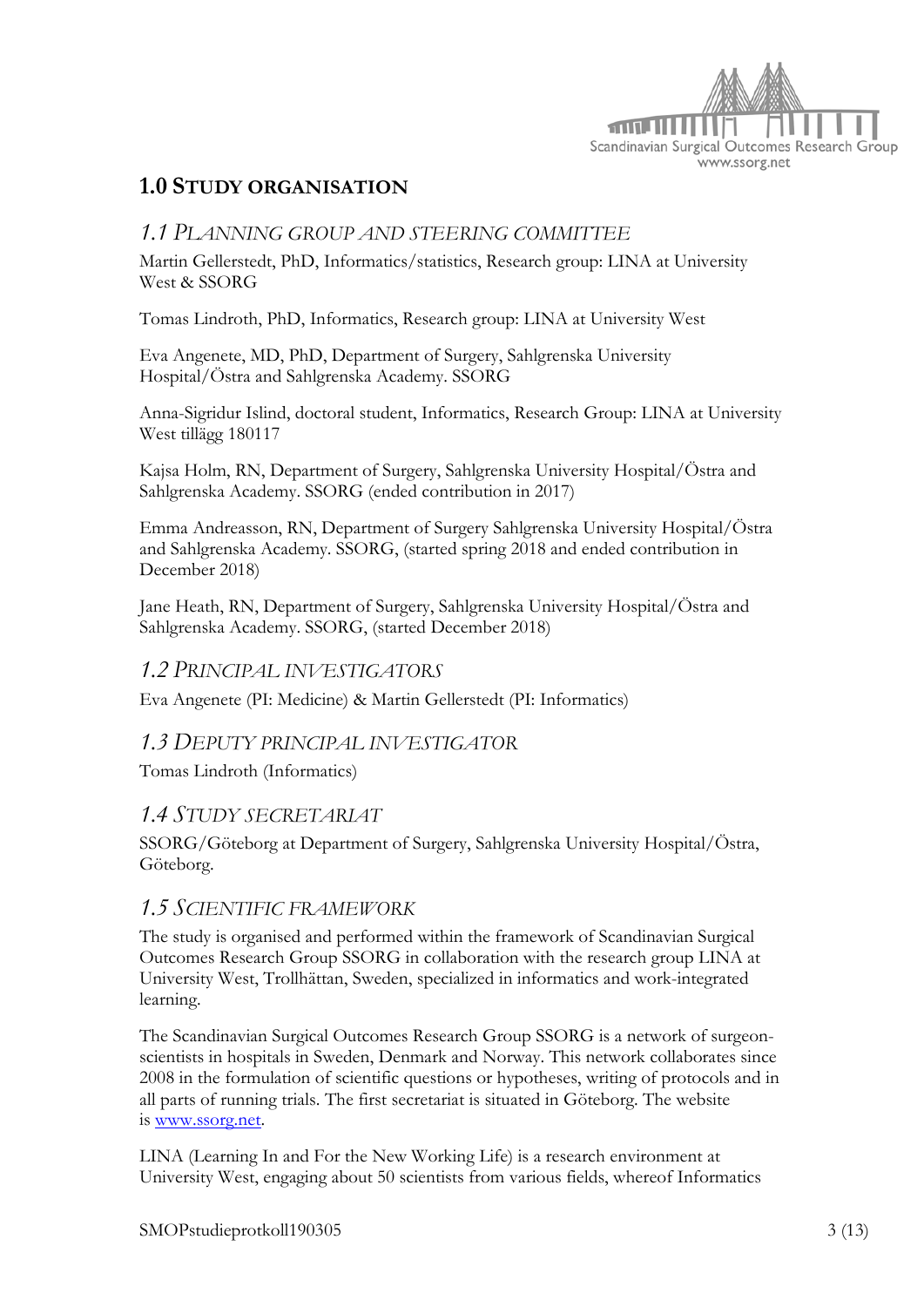## 1.0 Study organisation

### 1.1 *Planning group and steering committee*

Martin Gellerstedt, PhD, Informatics/statistics, Research group: LINA at University West & SSORG

Tomas Lindroth, PhD, Informatics, Research group: LINA at University West

Eva Angenete, MD, PhD, Department of Surgery, Sahlgrenska University Hospital/Östra and Sahlgrenska Academy. SSORG

Anna-Sigridur Islind, doctoral student, Informatics, Research Group: LINA at University West tillägg 180117

Kajsa Holm, RN, Department of Surgery, Sahlgrenska University Hospital/Östra and Sahlgrenska Academy. SSORG (ended contribution in 2017)

Emma Andreasson, RN, Department of Surgery Sahlgrenska University Hospital/Östra and Sahlgrenska Academy. SSORG, (started spring 2018 and ended contribution in December 2018)

Jane Heath, RN, Department of Surgery, Sahlgrenska University Hospital/Östra and Sahlgrenska Academy. SSORG, (started December 2018)

### 1.2 *Principal investigators*

Eva Angenete (PI: Medicine) & Martin Gellerstedt (PI: Informatics)

### 1.3 *Deputy principal investigator*

Tomas Lindroth (Informatics)

### 1.4 *Study secretariat*

SSORG/Göteborg at Department of Surgery, Sahlgrenska University Hospital/Östra, Göteborg.

### 1.5 *Scientific framework*

The study is organised and performed within the framework of Scandinavian Surgical Outcomes Research Group SSORG in collaboration with the research group LINA at University West, Trollhättan, Sweden, specialized in informatics and work-integrated learning.

The Scandinavian Surgical Outcomes Research Group SSORG is a network of surgeon-scientists in hospitals in Sweden, Denmark and Norway. This network collaborates since 2008 in the formulation of scientific questions or hypotheses, writing of protocols and in all parts of running trials. The first secretariat is situated in Göteborg. The website is [www.ssorg.net](www.ssorg.net).

LINA (Learning In and For the New Working Life) is a research environment at University West, engaging about 50 scientists from various fields, whereof Informatics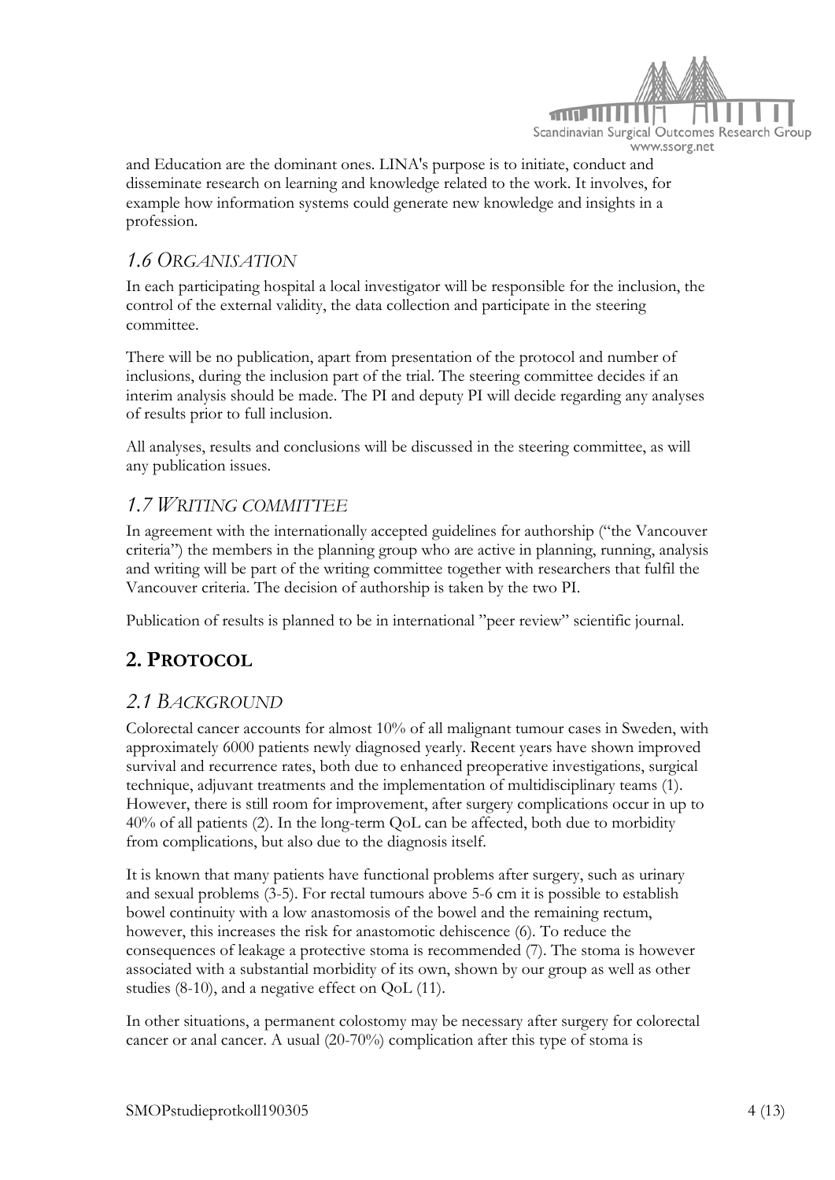and Education are the dominant ones. LINA's purpose is to initiate, conduct and disseminate research on learning and knowledge related to the work. It involves, for example how information systems could generate new knowledge and insights in a profession.

### *1.6 ORGANISATION*

In each participating hospital a local investigator will be responsible for the inclusion, the control of the external validity, the data collection and participate in the steering committee.

There will be no publication, apart from presentation of the protocol and number of inclusions, during the inclusion part of the trial. The steering committee decides if an interim analysis should be made. The PI and deputy PI will decide regarding any analyses of results prior to full inclusion.

All analyses, results and conclusions will be discussed in the steering committee, as will any publication issues.

### *1.7 WRITING COMMITTEE*

In agreement with the internationally accepted guidelines for authorship ("the Vancouver criteria") the members in the planning group who are active in planning, running, analysis and writing will be part of the writing committee together with researchers that fulfil the Vancouver criteria. The decision of authorship is taken by the two PI.

Publication of results is planned to be in international "peer review" scientific journal.

## **2. PROTOCOL**

### *2.1 BACKGROUND*

Colorectal cancer accounts for almost 10% of all malignant tumour cases in Sweden, with approximately 6000 patients newly diagnosed yearly. Recent years have shown improved survival and recurrence rates, both due to enhanced preoperative investigations, surgical technique, adjuvant treatments and the implementation of multidisciplinary teams (1). However, there is still room for improvement, after surgery complications occur in up to 40% of all patients (2). In the long-term QoL can be affected, both due to morbidity from complications, but also due to the diagnosis itself.

It is known that many patients have functional problems after surgery, such as urinary and sexual problems (3-5). For rectal tumours above 5-6 cm it is possible to establish bowel continuity with a low anastomosis of the bowel and the remaining rectum, however, this increases the risk for anastomotic dehiscence (6). To reduce the consequences of leakage a protective stoma is recommended (7). The stoma is however associated with a substantial morbidity of its own, shown by our group as well as other studies (8-10), and a negative effect on QoL (11).

In other situations, a permanent colostomy may be necessary after surgery for colorectal cancer or anal cancer. A usual (20-70%) complication after this type of stoma is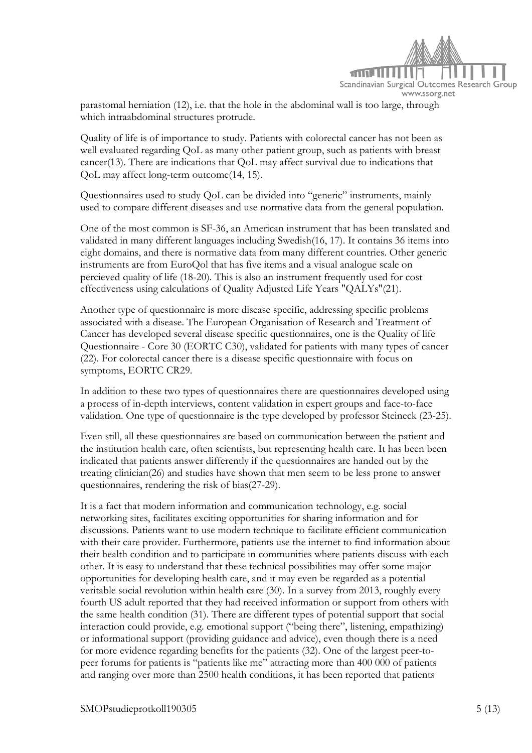parastomal herniation (12), i.e. that the hole in the abdominal wall is too large, through which intraabdominal structures protrude.

Quality of life is of importance to study. Patients with colorectal cancer has not been as well evaluated regarding QoL as many other patient group, such as patients with breast cancer(13). There are indications that QoL may affect survival due to indications that QoL may affect long-term outcome(14, 15).

Questionnaires used to study QoL can be divided into "generic" instruments, mainly used to compare different diseases and use normative data from the general population.

One of the most common is SF-36, an American instrument that has been translated and validated in many different languages including Swedish(16, 17). It contains 36 items into eight domains, and there is normative data from many different countries. Other generic instruments are from EuroQol that has five items and a visual analogue scale on percieved quality of life (18-20). This is also an instrument frequently used for cost effectiveness using calculations of Quality Adjusted Life Years "QALYs"(21).

Another type of questionnaire is more disease specific, addressing specific problems associated with a disease. The European Organisation of Research and Treatment of Cancer has developed several disease specific questionnaires, one is the Quality of life Questionnaire - Core 30 (EORTC C30), validated for patients with many types of cancer (22). For colorectal cancer there is a disease specific questionnaire with focus on symptoms, EORTC CR29.

In addition to these two types of questionnaires there are questionnaires developed using a process of in-depth interviews, content validation in expert groups and face-to-face validation. One type of questionnaire is the type developed by professor Steineck (23-25).

Even still, all these questionnaires are based on communication between the patient and the institution health care, often scientists, but representing health care. It has been been indicated that patients answer differently if the questionnaires are handed out by the treating clinician(26) and studies have shown that men seem to be less prone to answer questionnaires, rendering the risk of bias(27-29).

It is a fact that modern information and communication technology, e.g. social networking sites, facilitates exciting opportunities for sharing information and for discussions. Patients want to use modern technique to facilitate efficient communication with their care provider. Furthermore, patients use the internet to find information about their health condition and to participate in communities where patients discuss with each other. It is easy to understand that these technical possibilities may offer some major opportunities for developing health care, and it may even be regarded as a potential veritable social revolution within health care (30). In a survey from 2013, roughly every fourth US adult reported that they had received information or support from others with the same health condition (31). There are different types of potential support that social interaction could provide, e.g. emotional support ("being there", listening, empathizing) or informational support (providing guidance and advice), even though there is a need for more evidence regarding benefits for the patients (32). One of the largest peer-to-peer forums for patients is "patients like me" attracting more than 400 000 of patients and ranging over more than 2500 health conditions, it has been reported that patients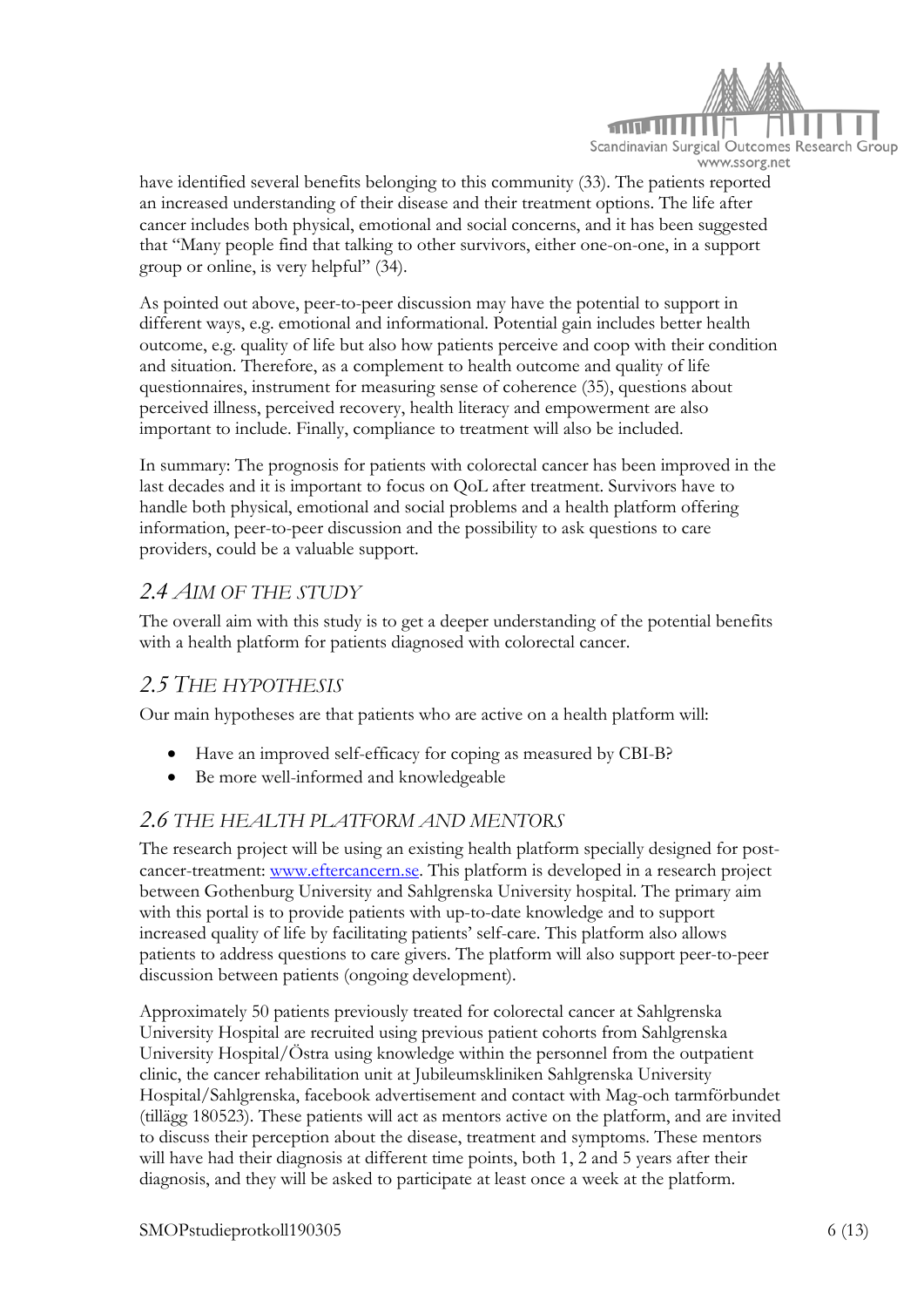have identified several benefits belonging to this community (33). The patients reported an increased understanding of their disease and their treatment options. The life after cancer includes both physical, emotional and social concerns, and it has been suggested that "Many people find that talking to other survivors, either one-on-one, in a support group or online, is very helpful" (34).

As pointed out above, peer-to-peer discussion may have the potential to support in different ways, e.g. emotional and informational. Potential gain includes better health outcome, e.g. quality of life but also how patients perceive and coop with their condition and situation. Therefore, as a complement to health outcome and quality of life questionnaires, instrument for measuring sense of coherence (35), questions about perceived illness, perceived recovery, health literacy and empowerment are also important to include. Finally, compliance to treatment will also be included.

In summary: The prognosis for patients with colorectal cancer has been improved in the last decades and it is important to focus on QoL after treatment. Survivors have to handle both physical, emotional and social problems and a health platform offering information, peer-to-peer discussion and the possibility to ask questions to care providers, could be a valuable support.

## *2.4 AIM OF THE STUDY*

The overall aim with this study is to get a deeper understanding of the potential benefits with a health platform for patients diagnosed with colorectal cancer.

## *2.5 THE HYPOTHESIS*

Our main hypotheses are that patients who are active on a health platform will:

- Have an improved self-efficacy for coping as measured by CBI-B?
- Be more well-informed and knowledgeable

## *2.6 THE HEALTH PLATFORM AND MENTORS*

The research project will be using an existing health platform specially designed for post-cancer-treatment: [www.eftercancern.se](http://www.eftercancern.se). This platform is developed in a research project between Gothenburg University and Sahlgrenska University hospital. The primary aim with this portal is to provide patients with up-to-date knowledge and to support increased quality of life by facilitating patients' self-care. This platform also allows patients to address questions to care givers. The platform will also support peer-to-peer discussion between patients (ongoing development).

Approximately 50 patients previously treated for colorectal cancer at Sahlgrenska University Hospital are recruited using previous patient cohorts from Sahlgrenska University Hospital/Östra using knowledge within the personnel from the outpatient clinic, the cancer rehabilitation unit at Jubileumskliniken Sahlgrenska University Hospital/Sahlgrenska, facebook advertisement and contact with Mag-och tarmförbundet (tillägg 180523). These patients will act as mentors active on the platform, and are invited to discuss their perception about the disease, treatment and symptoms. These mentors will have had their diagnosis at different time points, both 1, 2 and 5 years after their diagnosis, and they will be asked to participate at least once a week at the platform.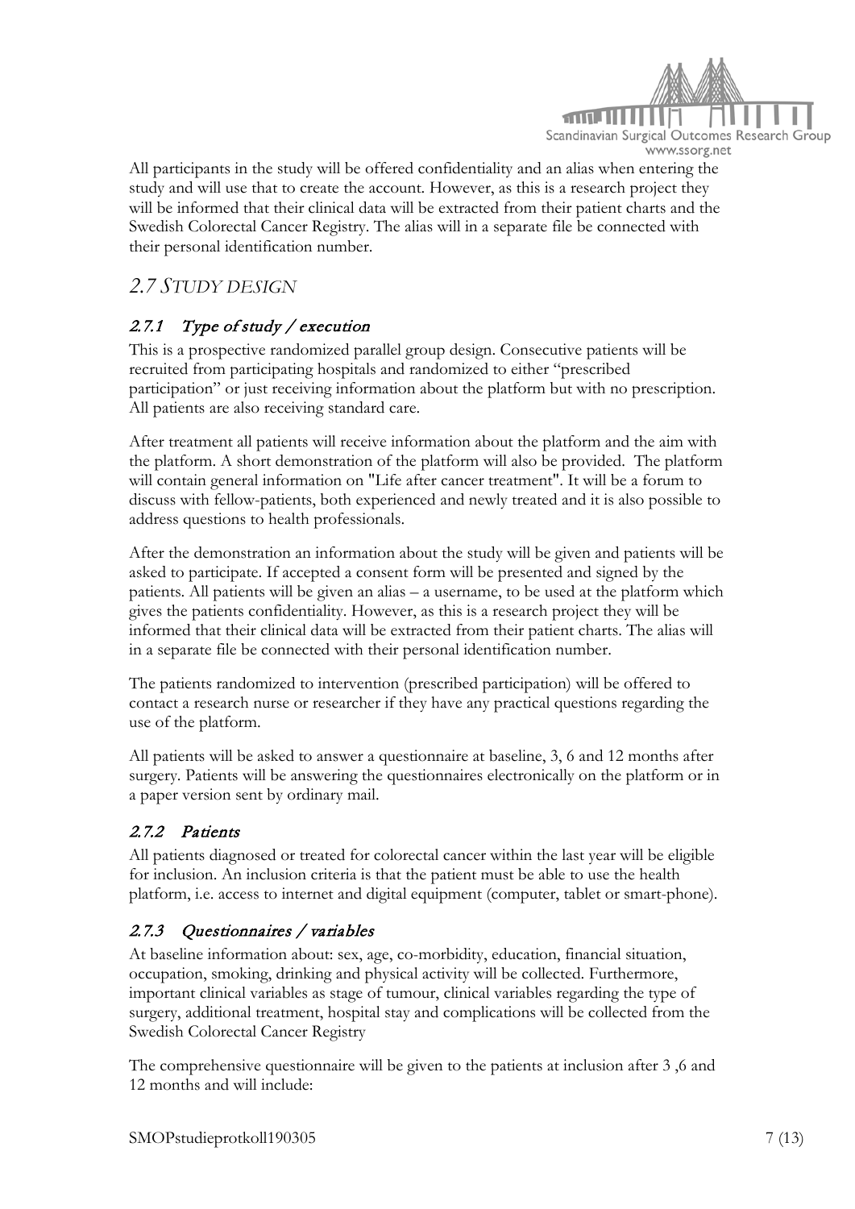All participants in the study will be offered confidentiality and an alias when entering the study and will use that to create the account. However, as this is a research project they will be informed that their clinical data will be extracted from their patient charts and the Swedish Colorectal Cancer Registry. The alias will in a separate file be connected with their personal identification number.

## 2.7 STUDY DESIGN

### 2.7.1 Type of study / execution

This is a prospective randomized parallel group design. Consecutive patients will be recruited from participating hospitals and randomized to either "prescribed participation" or just receiving information about the platform but with no prescription. All patients are also receiving standard care.

After treatment all patients will receive information about the platform and the aim with the platform. A short demonstration of the platform will also be provided. The platform will contain general information on "Life after cancer treatment". It will be a forum to discuss with fellow-patients, both experienced and newly treated and it is also possible to address questions to health professionals.

After the demonstration an information about the study will be given and patients will be asked to participate. If accepted a consent form will be presented and signed by the patients. All patients will be given an alias – a username, to be used at the platform which gives the patients confidentiality. However, as this is a research project they will be informed that their clinical data will be extracted from their patient charts. The alias will in a separate file be connected with their personal identification number.

The patients randomized to intervention (prescribed participation) will be offered to contact a research nurse or researcher if they have any practical questions regarding the use of the platform.

All patients will be asked to answer a questionnaire at baseline, 3, 6 and 12 months after surgery. Patients will be answering the questionnaires electronically on the platform or in a paper version sent by ordinary mail.

### 2.7.2 Patients

All patients diagnosed or treated for colorectal cancer within the last year will be eligible for inclusion. An inclusion criteria is that the patient must be able to use the health platform, i.e. access to internet and digital equipment (computer, tablet or smart-phone).

### 2.7.3 Questionnaires / variables

At baseline information about: sex, age, co-morbidity, education, financial situation, occupation, smoking, drinking and physical activity will be collected. Furthermore, important clinical variables as stage of tumour, clinical variables regarding the type of surgery, additional treatment, hospital stay and complications will be collected from the Swedish Colorectal Cancer Registry

The comprehensive questionnaire will be given to the patients at inclusion after 3 ,6 and 12 months and will include: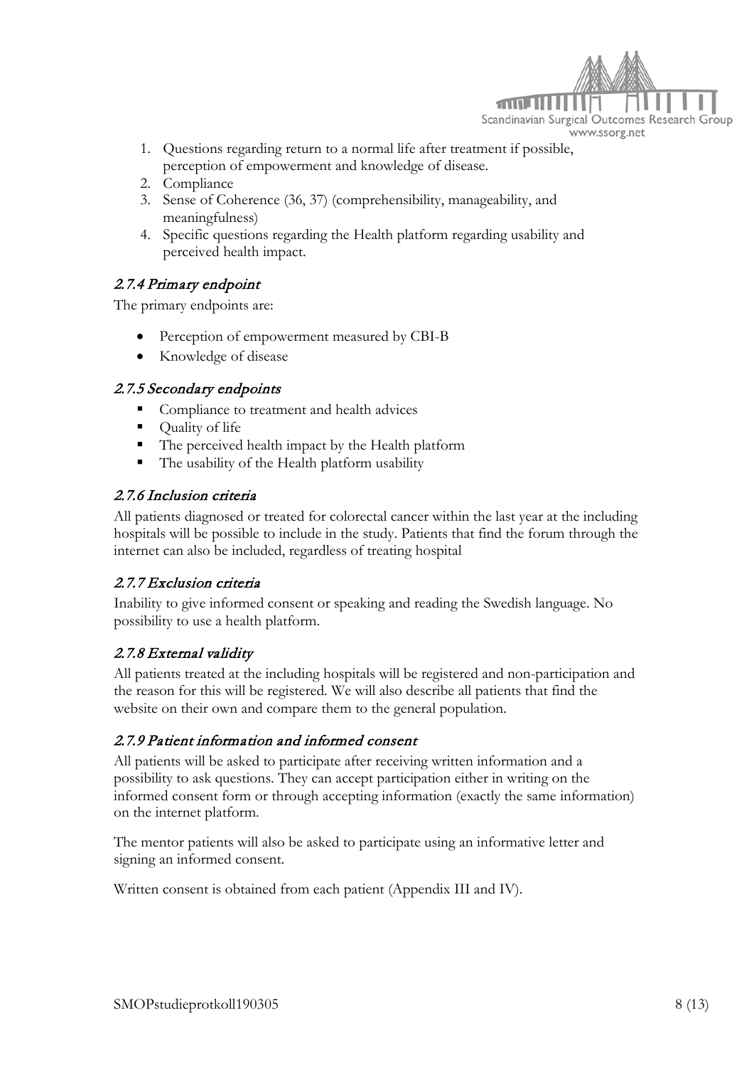1. Questions regarding return to a normal life after treatment if possible, perception of empowerment and knowledge of disease.
2. Compliance
3. Sense of Coherence (36, 37) (comprehensibility, manageability, and meaningfulness)
4. Specific questions regarding the Health platform regarding usability and perceived health impact.

### *2.7.4 Primary endpoint*

The primary endpoints are:

- Perception of empowerment measured by CBI-B
- Knowledge of disease

### *2.7.5 Secondary endpoints*

- Compliance to treatment and health advices
- Quality of life
- The perceived health impact by the Health platform
- The usability of the Health platform usability

### *2.7.6 Inclusion criteria*

All patients diagnosed or treated for colorectal cancer within the last year at the including hospitals will be possible to include in the study. Patients that find the forum through the internet can also be included, regardless of treating hospital

### *2.7.7 Exclusion criteria*

Inability to give informed consent or speaking and reading the Swedish language. No possibility to use a health platform.

### *2.7.8 External validity*

All patients treated at the including hospitals will be registered and non-participation and the reason for this will be registered. We will also describe all patients that find the website on their own and compare them to the general population.

### *2.7.9 Patient information and informed consent*

All patients will be asked to participate after receiving written information and a possibility to ask questions. They can accept participation either in writing on the informed consent form or through accepting information (exactly the same information) on the internet platform.

The mentor patients will also be asked to participate using an informative letter and signing an informed consent.

Written consent is obtained from each patient (Appendix III and IV).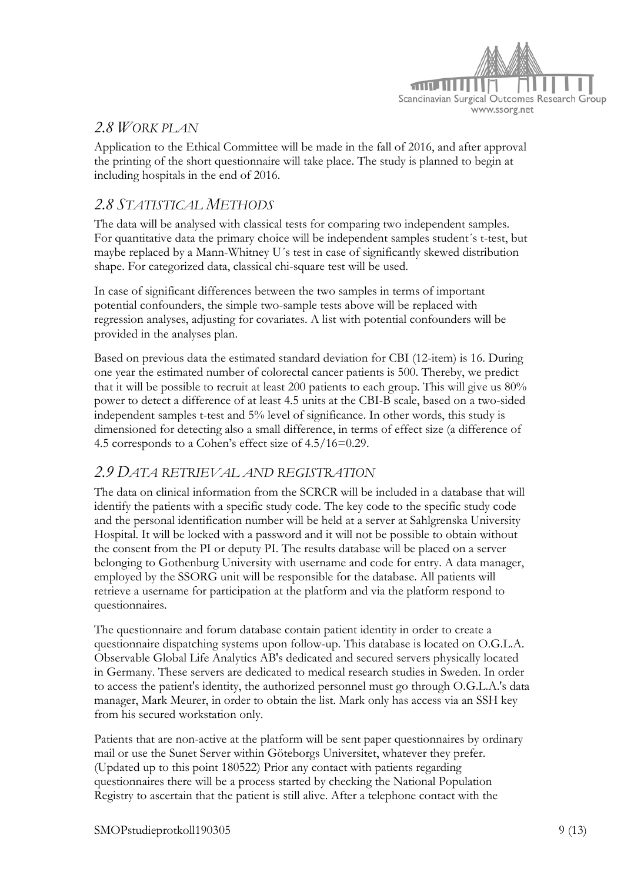## 2.8 WORK PLAN

Application to the Ethical Committee will be made in the fall of 2016, and after approval the printing of the short questionnaire will take place. The study is planned to begin at including hospitals in the end of 2016.

## 2.8 STATISTICAL METHODS

The data will be analysed with classical tests for comparing two independent samples. For quantitative data the primary choice will be independent samples student´s t-test, but maybe replaced by a Mann-Whitney U´s test in case of significantly skewed distribution shape. For categorized data, classical chi-square test will be used.

In case of significant differences between the two samples in terms of important potential confounders, the simple two-sample tests above will be replaced with regression analyses, adjusting for covariates. A list with potential confounders will be provided in the analyses plan.

Based on previous data the estimated standard deviation for CBI (12-item) is 16. During one year the estimated number of colorectal cancer patients is 500. Thereby, we predict that it will be possible to recruit at least 200 patients to each group. This will give us 80% power to detect a difference of at least 4.5 units at the CBI-B scale, based on a two-sided independent samples t-test and 5% level of significance. In other words, this study is dimensioned for detecting also a small difference, in terms of effect size (a difference of 4.5 corresponds to a Cohen's effect size of $4.5/16=0.29$.

## 2.9 DATA RETRIEVAL AND REGISTRATION

The data on clinical information from the SCRCR will be included in a database that will identify the patients with a specific study code. The key code to the specific study code and the personal identification number will be held at a server at Sahlgrenska University Hospital. It will be locked with a password and it will not be possible to obtain without the consent from the PI or deputy PI. The results database will be placed on a server belonging to Gothenburg University with username and code for entry. A data manager, employed by the SSORG unit will be responsible for the database. All patients will retrieve a username for participation at the platform and via the platform respond to questionnaires.

The questionnaire and forum database contain patient identity in order to create a questionnaire dispatching systems upon follow-up. This database is located on O.G.L.A. Observable Global Life Analytics AB's dedicated and secured servers physically located in Germany. These servers are dedicated to medical research studies in Sweden. In order to access the patient's identity, the authorized personnel must go through O.G.L.A.'s data manager, Mark Meurer, in order to obtain the list. Mark only has access via an SSH key from his secured workstation only.

Patients that are non-active at the platform will be sent paper questionnaires by ordinary mail or use the Sunet Server within Göteborgs Universitet, whatever they prefer. (Updated up to this point 180522) Prior any contact with patients regarding questionnaires there will be a process started by checking the National Population Registry to ascertain that the patient is still alive. After a telephone contact with the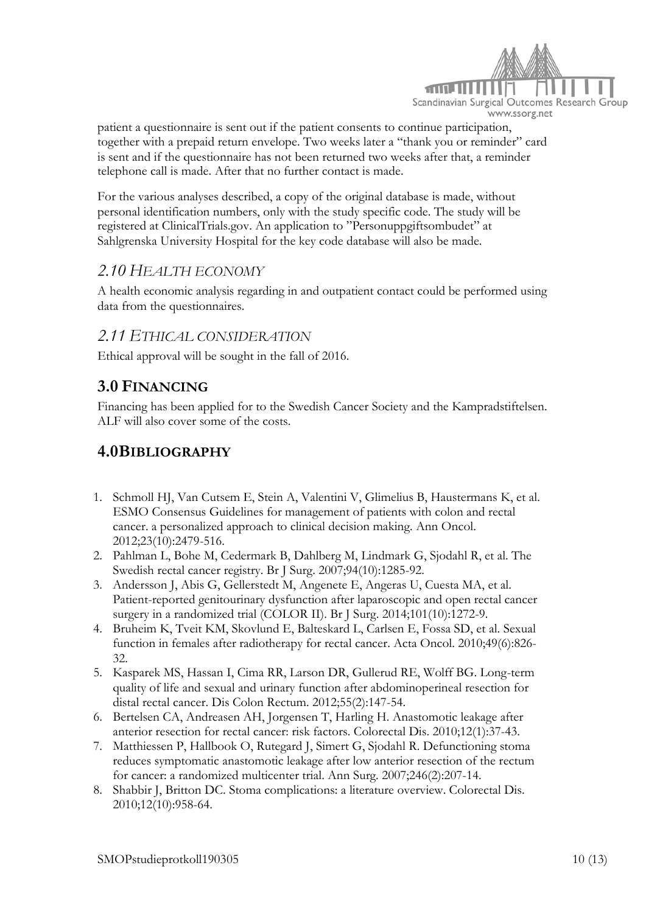patient a questionnaire is sent out if the patient consents to continue participation, together with a prepaid return envelope. Two weeks later a "thank you or reminder" card is sent and if the questionnaire has not been returned two weeks after that, a reminder telephone call is made. After that no further contact is made.

For the various analyses described, a copy of the original database is made, without personal identification numbers, only with the study specific code. The study will be registered at ClinicalTrials.gov. An application to "Personuppgiftsombudet" at Sahlgrenska University Hospital for the key code database will also be made.

### *2.10 HEALTH ECONOMY*

A health economic analysis regarding in and outpatient contact could be performed using data from the questionnaires.

### *2.11 ETHICAL CONSIDERATION*

Ethical approval will be sought in the fall of 2016.

## 3.0 FINANCING

Financing has been applied for to the Swedish Cancer Society and the Kampradstiftelsen. ALF will also cover some of the costs.

## 4.0BIBLIOGRAPHY

1. Schmoll HJ, Van Cutsem E, Stein A, Valentini V, Glimelius B, Haustermans K, et al. ESMO Consensus Guidelines for management of patients with colon and rectal cancer. a personalized approach to clinical decision making. Ann Oncol. 2012;23(10):2479-516.
2. Pahlman L, Bohe M, Cedermark B, Dahlberg M, Lindmark G, Sjodahl R, et al. The Swedish rectal cancer registry. Br J Surg. 2007;94(10):1285-92.
3. Andersson J, Abis G, Gellerstedt M, Angenete E, Angeras U, Cuesta MA, et al. Patient-reported genitourinary dysfunction after laparoscopic and open rectal cancer surgery in a randomized trial (COLOR II). Br J Surg. 2014;101(10):1272-9.
4. Bruheim K, Tveit KM, Skovlund E, Balteskard L, Carlsen E, Fossa SD, et al. Sexual function in females after radiotherapy for rectal cancer. Acta Oncol. 2010;49(6):826-32.
5. Kasparek MS, Hassan I, Cima RR, Larson DR, Gullerud RE, Wolff BG. Long-term quality of life and sexual and urinary function after abdominoperineal resection for distal rectal cancer. Dis Colon Rectum. 2012;55(2):147-54.
6. Bertelsen CA, Andreasen AH, Jorgensen T, Harling H. Anastomotic leakage after anterior resection for rectal cancer: risk factors. Colorectal Dis. 2010;12(1):37-43.
7. Matthiessen P, Hallbook O, Rutegard J, Simert G, Sjodahl R. Defunctioning stoma reduces symptomatic anastomotic leakage after low anterior resection of the rectum for cancer: a randomized multicenter trial. Ann Surg. 2007;246(2):207-14.
8. Shabbir J, Britton DC. Stoma complications: a literature overview. Colorectal Dis. 2010;12(10):958-64.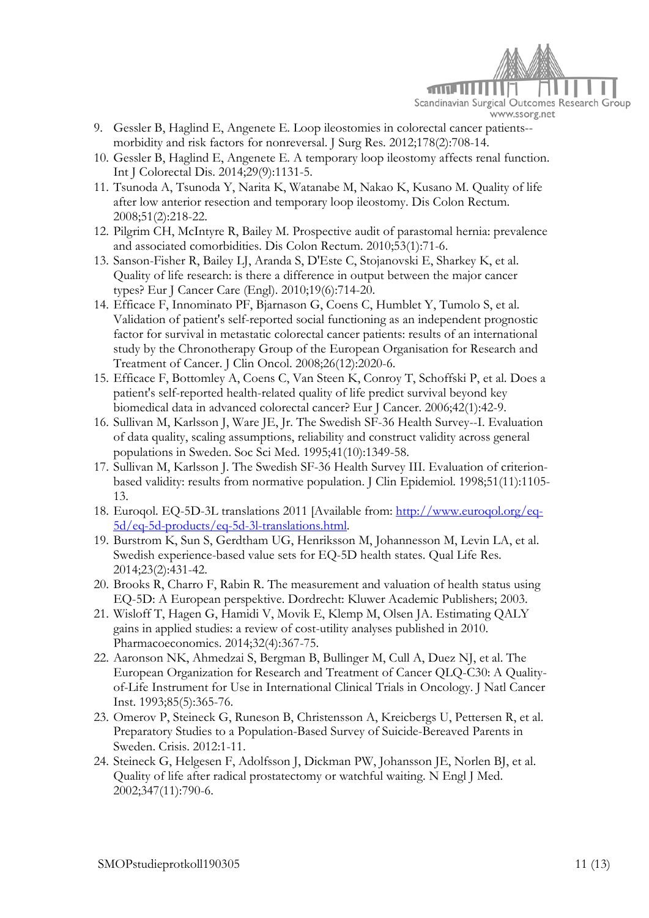9. Gessler B, Haglind E, Angenete E. Loop ileostomies in colorectal cancer patients--morbidity and risk factors for nonreversal. J Surg Res. 2012;178(2):708-14.
10. Gessler B, Haglind E, Angenete E. A temporary loop ileostomy affects renal function. Int J Colorectal Dis. 2014;29(9):1131-5.
11. Tsunoda A, Tsunoda Y, Narita K, Watanabe M, Nakao K, Kusano M. Quality of life after low anterior resection and temporary loop ileostomy. Dis Colon Rectum. 2008;51(2):218-22.
12. Pilgrim CH, McIntyre R, Bailey M. Prospective audit of parastomal hernia: prevalence and associated comorbidities. Dis Colon Rectum. 2010;53(1):71-6.
13. Sanson-Fisher R, Bailey LJ, Aranda S, D'Este C, Stojanovski E, Sharkey K, et al. Quality of life research: is there a difference in output between the major cancer types? Eur J Cancer Care (Engl). 2010;19(6):714-20.
14. Efficace F, Innominato PF, Bjarnason G, Coens C, Humblet Y, Tumolo S, et al. Validation of patient's self-reported social functioning as an independent prognostic factor for survival in metastatic colorectal cancer patients: results of an international study by the Chronotherapy Group of the European Organisation for Research and Treatment of Cancer. J Clin Oncol. 2008;26(12):2020-6.
15. Efficace F, Bottomley A, Coens C, Van Steen K, Conroy T, Schoffski P, et al. Does a patient's self-reported health-related quality of life predict survival beyond key biomedical data in advanced colorectal cancer? Eur J Cancer. 2006;42(1):42-9.
16. Sullivan M, Karlsson J, Ware JE, Jr. The Swedish SF-36 Health Survey--I. Evaluation of data quality, scaling assumptions, reliability and construct validity across general populations in Sweden. Soc Sci Med. 1995;41(10):1349-58.
17. Sullivan M, Karlsson J. The Swedish SF-36 Health Survey III. Evaluation of criterion-based validity: results from normative population. J Clin Epidemiol. 1998;51(11):1105-13.
18. Euroqol. EQ-5D-3L translations 2011 [Available from: http://www.euroqol.org/eq-5d/eq-5d-products/eq-5d-3l-translations.html.
19. Burstrom K, Sun S, Gerdtham UG, Henriksson M, Johannesson M, Levin LA, et al. Swedish experience-based value sets for EQ-5D health states. Qual Life Res. 2014;23(2):431-42.
20. Brooks R, Charro F, Rabin R. The measurement and valuation of health status using EQ-5D: A European perspektive. Dordrecht: Kluwer Academic Publishers; 2003.
21. Wisloff T, Hagen G, Hamidi V, Movik E, Klemp M, Olsen JA. Estimating QALY gains in applied studies: a review of cost-utility analyses published in 2010. Pharmacoeconomics. 2014;32(4):367-75.
22. Aaronson NK, Ahmedzai S, Bergman B, Bullinger M, Cull A, Duez NJ, et al. The European Organization for Research and Treatment of Cancer QLQ-C30: A Quality-of-Life Instrument for Use in International Clinical Trials in Oncology. J Natl Cancer Inst. 1993;85(5):365-76.
23. Omerov P, Steineck G, Runeson B, Christensson A, Kreicbergs U, Pettersen R, et al. Preparatory Studies to a Population-Based Survey of Suicide-Bereaved Parents in Sweden. Crisis. 2012:1-11.
24. Steineck G, Helgesen F, Adolfsson J, Dickman PW, Johansson JE, Norlen BJ, et al. Quality of life after radical prostatectomy or watchful waiting. N Engl J Med. 2002;347(11):790-6.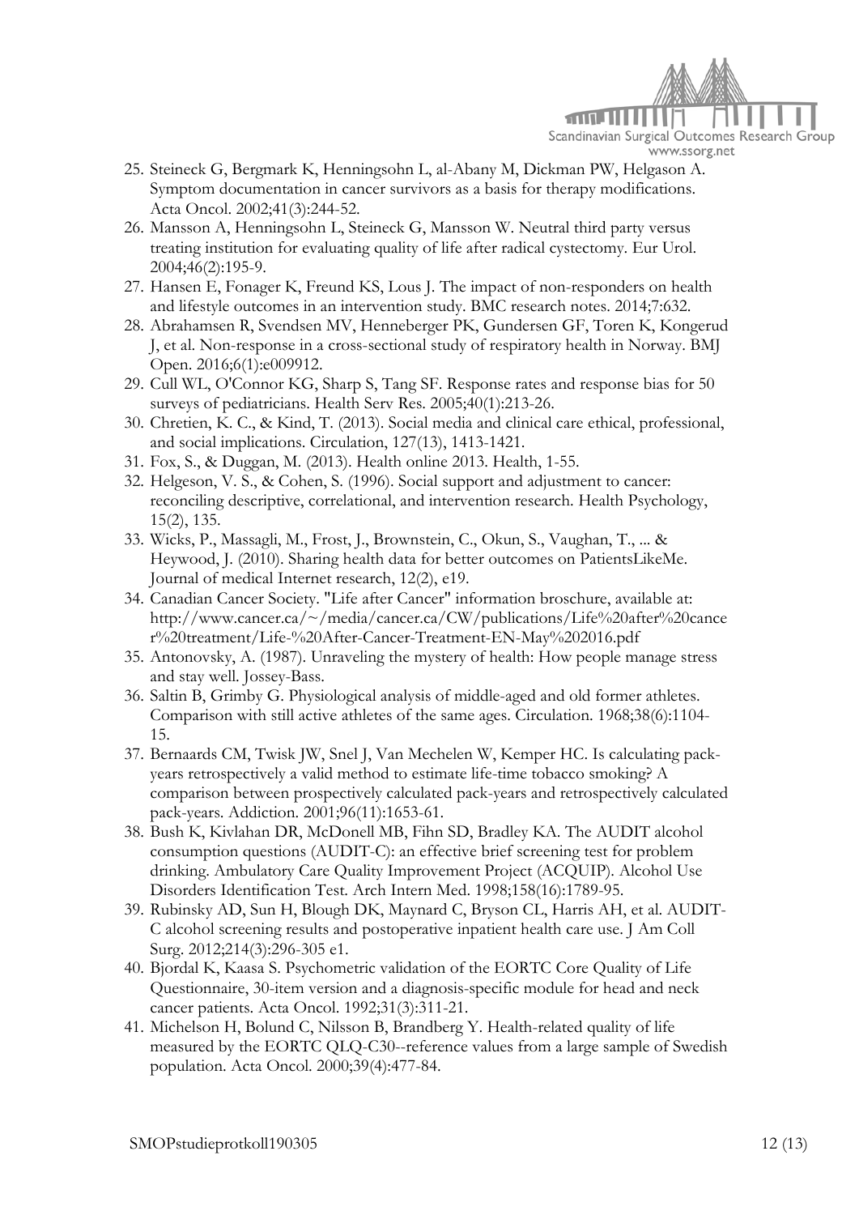25. Steineck G, Bergmark K, Henningsohn L, al-Abany M, Dickman PW, Helgason A. Symptom documentation in cancer survivors as a basis for therapy modifications. Acta Oncol. 2002;41(3):244-52.
26. Mansson A, Henningsohn L, Steineck G, Mansson W. Neutral third party versus treating institution for evaluating quality of life after radical cystectomy. Eur Urol. 2004;46(2):195-9.
27. Hansen E, Fonager K, Freund KS, Lous J. The impact of non-responders on health and lifestyle outcomes in an intervention study. BMC research notes. 2014;7:632.
28. Abrahamsen R, Svendsen MV, Henneberger PK, Gundersen GF, Toren K, Kongerud J, et al. Non-response in a cross-sectional study of respiratory health in Norway. BMJ Open. 2016;6(1):e009912.
29. Cull WL, O'Connor KG, Sharp S, Tang SF. Response rates and response bias for 50 surveys of pediatricians. Health Serv Res. 2005;40(1):213-26.
30. Chretien, K. C., & Kind, T. (2013). Social media and clinical care ethical, professional, and social implications. Circulation, 127(13), 1413-1421.
31. Fox, S., & Duggan, M. (2013). Health online 2013. Health, 1-55.
32. Helgeson, V. S., & Cohen, S. (1996). Social support and adjustment to cancer: reconciling descriptive, correlational, and intervention research. Health Psychology, 15(2), 135.
33. Wicks, P., Massagli, M., Frost, J., Brownstein, C., Okun, S., Vaughan, T., ... & Heywood, J. (2010). Sharing health data for better outcomes on PatientsLikeMe. Journal of medical Internet research, 12(2), e19.
34. Canadian Cancer Society. "Life after Cancer" information broschure, available at: http://www.cancer.ca/~/media/cancer.ca/CW/publications/Life%20after%20cancer%20treatment/Life-%20After-Cancer-Treatment-EN-May%202016.pdf
35. Antonovsky, A. (1987). Unraveling the mystery of health: How people manage stress and stay well. Jossey-Bass.
36. Saltin B, Grimby G. Physiological analysis of middle-aged and old former athletes. Comparison with still active athletes of the same ages. Circulation. 1968;38(6):1104-15.
37. Bernaards CM, Twisk JW, Snel J, Van Mechelen W, Kemper HC. Is calculating pack-years retrospectively a valid method to estimate life-time tobacco smoking? A comparison between prospectively calculated pack-years and retrospectively calculated pack-years. Addiction. 2001;96(11):1653-61.
38. Bush K, Kivlahan DR, McDonell MB, Fihn SD, Bradley KA. The AUDIT alcohol consumption questions (AUDIT-C): an effective brief screening test for problem drinking. Ambulatory Care Quality Improvement Project (ACQUIP). Alcohol Use Disorders Identification Test. Arch Intern Med. 1998;158(16):1789-95.
39. Rubinsky AD, Sun H, Blough DK, Maynard C, Bryson CL, Harris AH, et al. AUDIT-C alcohol screening results and postoperative inpatient health care use. J Am Coll Surg. 2012;214(3):296-305 e1.
40. Bjordal K, Kaasa S. Psychometric validation of the EORTC Core Quality of Life Questionnaire, 30-item version and a diagnosis-specific module for head and neck cancer patients. Acta Oncol. 1992;31(3):311-21.
41. Michelson H, Bolund C, Nilsson B, Brandberg Y. Health-related quality of life measured by the EORTC QLQ-C30--reference values from a large sample of Swedish population. Acta Oncol. 2000;39(4):477-84.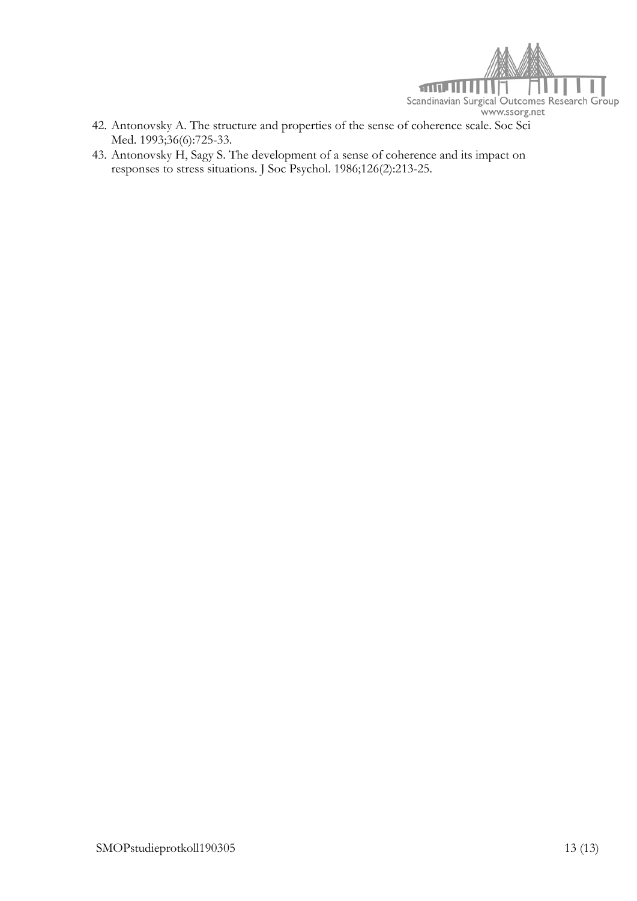42. Antonovsky A. The structure and properties of the sense of coherence scale. Soc Sci Med. 1993;36(6):725-33.
43. Antonovsky H, Sagy S. The development of a sense of coherence and its impact on responses to stress situations. J Soc Psychol. 1986;126(2):213-25.